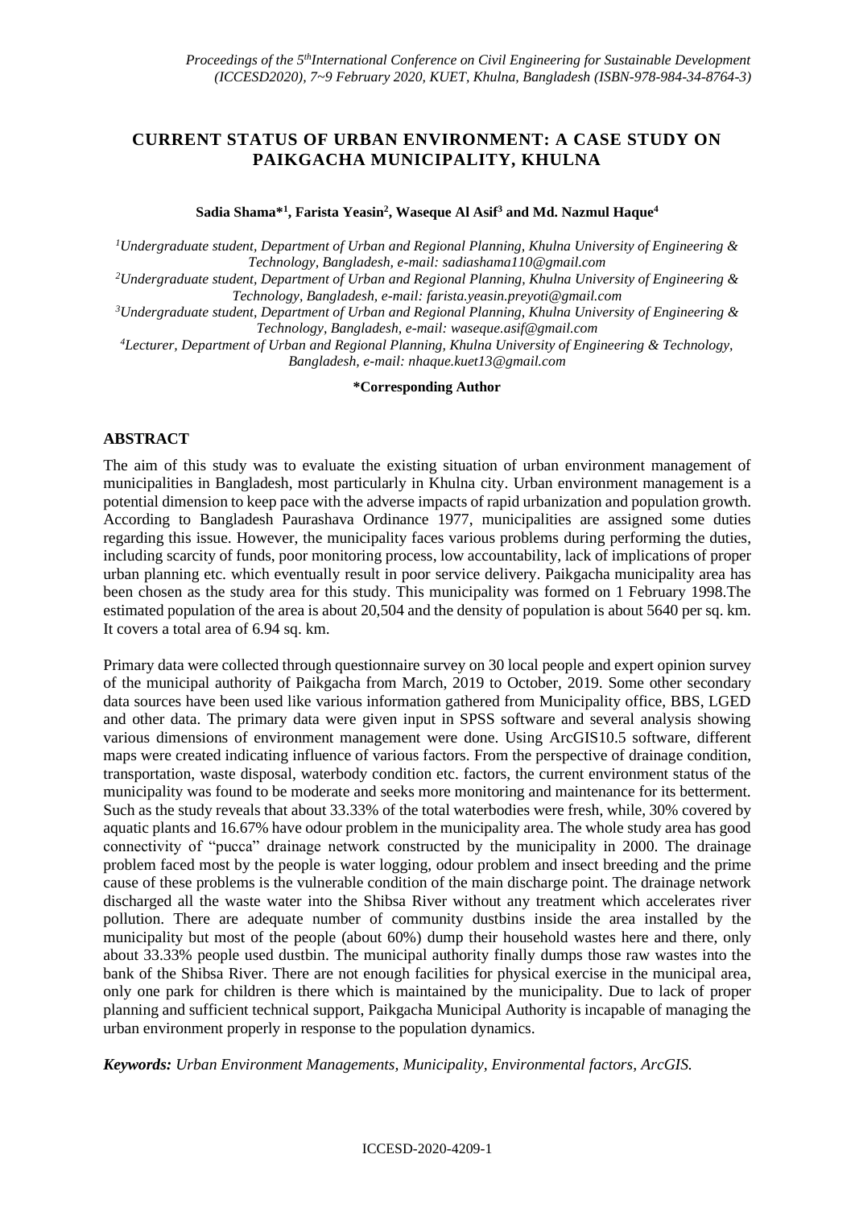# CURRENT STATUS OF URBAN ENVIRONMENT: A CASE STUDY ON PAIKGACHA MUNICIPALITY, KHULNA

**Sadia Shama*[1], Farista Yeasin[2], Waseque Al Asif[3] and Md. Nazmul Haque[4]**

*[1]Undergraduate student, Department of Urban and Regional Planning, Khulna University of Engineering & Technology, Bangladesh, e-mail: sadiashama110@gmail.com*
*[2]Undergraduate student, Department of Urban and Regional Planning, Khulna University of Engineering & Technology, Bangladesh, e-mail: farista.yeasin.preyoti@gmail.com*
*[3]Undergraduate student, Department of Urban and Regional Planning, Khulna University of Engineering & Technology, Bangladesh, e-mail: waseque.asif@gmail.com*
*[4]Lecturer, Department of Urban and Regional Planning, Khulna University of Engineering & Technology, Bangladesh, e-mail: nhaque.kuet13@gmail.com*

**\*Corresponding Author**

## ABSTRACT

The aim of this study was to evaluate the existing situation of urban environment management of municipalities in Bangladesh, most particularly in Khulna city. Urban environment management is a potential dimension to keep pace with the adverse impacts of rapid urbanization and population growth. According to Bangladesh Paurashava Ordinance 1977, municipalities are assigned some duties regarding this issue. However, the municipality faces various problems during performing the duties, including scarcity of funds, poor monitoring process, low accountability, lack of implications of proper urban planning etc. which eventually result in poor service delivery. Paikgacha municipality area has been chosen as the study area for this study. This municipality was formed on 1 February 1998.The estimated population of the area is about 20,504 and the density of population is about 5640 per sq. km. It covers a total area of 6.94 sq. km.

Primary data were collected through questionnaire survey on 30 local people and expert opinion survey of the municipal authority of Paikgacha from March, 2019 to October, 2019. Some other secondary data sources have been used like various information gathered from Municipality office, BBS, LGED and other data. The primary data were given input in SPSS software and several analysis showing various dimensions of environment management were done. Using ArcGIS10.5 software, different maps were created indicating influence of various factors. From the perspective of drainage condition, transportation, waste disposal, waterbody condition etc. factors, the current environment status of the municipality was found to be moderate and seeks more monitoring and maintenance for its betterment. Such as the study reveals that about 33.33% of the total waterbodies were fresh, while, 30% covered by aquatic plants and 16.67% have odour problem in the municipality area. The whole study area has good connectivity of "pucca" drainage network constructed by the municipality in 2000. The drainage problem faced most by the people is water logging, odour problem and insect breeding and the prime cause of these problems is the vulnerable condition of the main discharge point. The drainage network discharged all the waste water into the Shibsa River without any treatment which accelerates river pollution. There are adequate number of community dustbins inside the area installed by the municipality but most of the people (about 60%) dump their household wastes here and there, only about 33.33% people used dustbin. The municipal authority finally dumps those raw wastes into the bank of the Shibsa River. There are not enough facilities for physical exercise in the municipal area, only one park for children is there which is maintained by the municipality. Due to lack of proper planning and sufficient technical support, Paikgacha Municipal Authority is incapable of managing the urban environment properly in response to the population dynamics.

***Keywords:** Urban Environment Managements, Municipality, Environmental factors, ArcGIS.*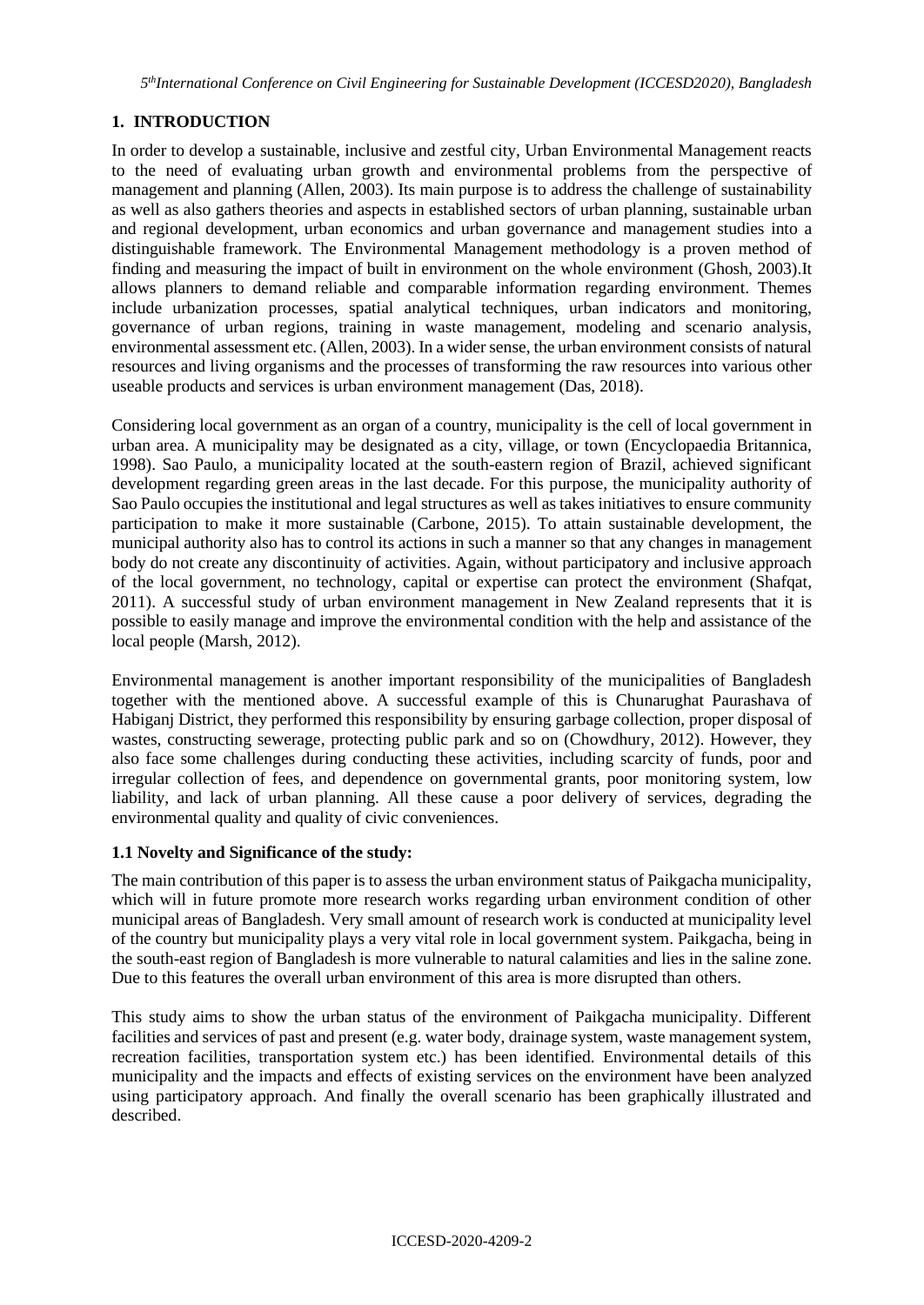## 1. INTRODUCTION

In order to develop a sustainable, inclusive and zestful city, Urban Environmental Management reacts to the need of evaluating urban growth and environmental problems from the perspective of management and planning (Allen, 2003). Its main purpose is to address the challenge of sustainability as well as also gathers theories and aspects in established sectors of urban planning, sustainable urban and regional development, urban economics and urban governance and management studies into a distinguishable framework. The Environmental Management methodology is a proven method of finding and measuring the impact of built in environment on the whole environment (Ghosh, 2003).It allows planners to demand reliable and comparable information regarding environment. Themes include urbanization processes, spatial analytical techniques, urban indicators and monitoring, governance of urban regions, training in waste management, modeling and scenario analysis, environmental assessment etc. (Allen, 2003). In a wider sense, the urban environment consists of natural resources and living organisms and the processes of transforming the raw resources into various other useable products and services is urban environment management (Das, 2018).

Considering local government as an organ of a country, municipality is the cell of local government in urban area. A municipality may be designated as a city, village, or town (Encyclopaedia Britannica, 1998). Sao Paulo, a municipality located at the south-eastern region of Brazil, achieved significant development regarding green areas in the last decade. For this purpose, the municipality authority of Sao Paulo occupies the institutional and legal structures as well as takes initiatives to ensure community participation to make it more sustainable (Carbone, 2015). To attain sustainable development, the municipal authority also has to control its actions in such a manner so that any changes in management body do not create any discontinuity of activities. Again, without participatory and inclusive approach of the local government, no technology, capital or expertise can protect the environment (Shafqat, 2011). A successful study of urban environment management in New Zealand represents that it is possible to easily manage and improve the environmental condition with the help and assistance of the local people (Marsh, 2012).

Environmental management is another important responsibility of the municipalities of Bangladesh together with the mentioned above. A successful example of this is Chunarughat Paurashava of Habiganj District, they performed this responsibility by ensuring garbage collection, proper disposal of wastes, constructing sewerage, protecting public park and so on (Chowdhury, 2012). However, they also face some challenges during conducting these activities, including scarcity of funds, poor and irregular collection of fees, and dependence on governmental grants, poor monitoring system, low liability, and lack of urban planning. All these cause a poor delivery of services, degrading the environmental quality and quality of civic conveniences.

### 1.1 Novelty and Significance of the study:

The main contribution of this paper is to assess the urban environment status of Paikgacha municipality, which will in future promote more research works regarding urban environment condition of other municipal areas of Bangladesh. Very small amount of research work is conducted at municipality level of the country but municipality plays a very vital role in local government system. Paikgacha, being in the south-east region of Bangladesh is more vulnerable to natural calamities and lies in the saline zone. Due to this features the overall urban environment of this area is more disrupted than others.

This study aims to show the urban status of the environment of Paikgacha municipality. Different facilities and services of past and present (e.g. water body, drainage system, waste management system, recreation facilities, transportation system etc.) has been identified. Environmental details of this municipality and the impacts and effects of existing services on the environment have been analyzed using participatory approach. And finally the overall scenario has been graphically illustrated and described.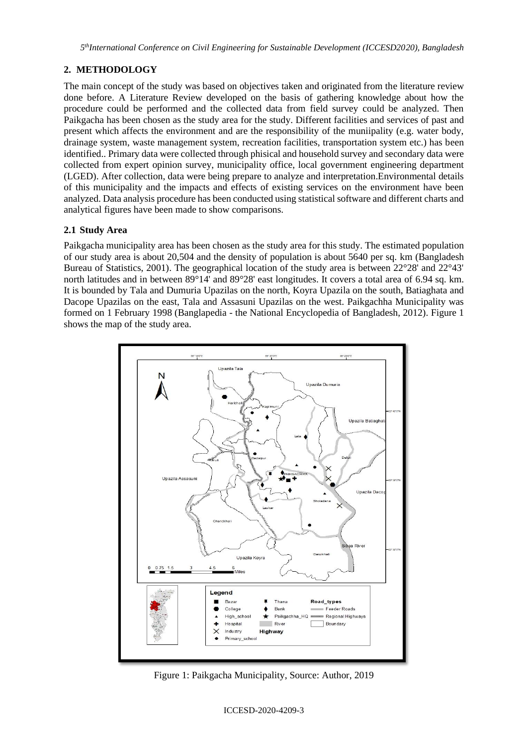## 2. METHODOLOGY

The main concept of the study was based on objectives taken and originated from the literature review done before. A Literature Review developed on the basis of gathering knowledge about how the procedure could be performed and the collected data from field survey could be analyzed. Then Paikgacha has been chosen as the study area for the study. Different facilities and services of past and present which affects the environment and are the responsibility of the muniipality (e.g. water body, drainage system, waste management system, recreation facilities, transportation system etc.) has been identified.. Primary data were collected through phisical and household survey and secondary data were collected from expert opinion survey, municipality office, local government engineering department (LGED). After collection, data were being prepare to analyze and interpretation.Environmental details of this municipality and the impacts and effects of existing services on the environment have been analyzed. Data analysis procedure has been conducted using statistical software and different charts and analytical figures have been made to show comparisons.

### 2.1 Study Area

Paikgacha municipality area has been chosen as the study area for this study. The estimated population of our study area is about 20,504 and the density of population is about 5640 per sq. km (Bangladesh Bureau of Statistics, 2001). The geographical location of the study area is between 22°28' and 22°43' north latitudes and in between 89°14' and 89°28' east longitudes. It covers a total area of 6.94 sq. km. It is bounded by Tala and Dumuria Upazilas on the north, Koyra Upazila on the south, Batiaghata and Dacope Upazilas on the east, Tala and Assasuni Upazilas on the west. Paikgachha Municipality was formed on 1 February 1998 (Banglapedia - the National Encyclopedia of Bangladesh, 2012). Figure 1 shows the map of the study area.

Figure 1: Paikgacha Municipality, Source: Author, 2019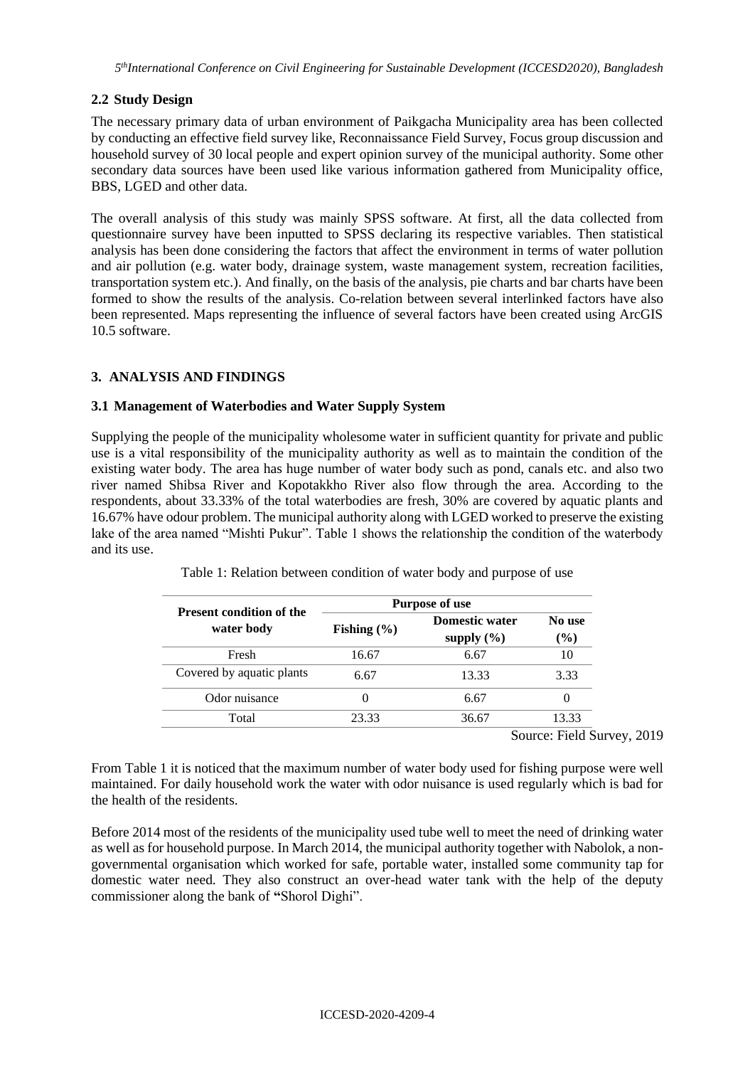## 2.2 Study Design

The necessary primary data of urban environment of Paikgacha Municipality area has been collected by conducting an effective field survey like, Reconnaissance Field Survey, Focus group discussion and household survey of 30 local people and expert opinion survey of the municipal authority. Some other secondary data sources have been used like various information gathered from Municipality office, BBS, LGED and other data.

The overall analysis of this study was mainly SPSS software. At first, all the data collected from questionnaire survey have been inputted to SPSS declaring its respective variables. Then statistical analysis has been done considering the factors that affect the environment in terms of water pollution and air pollution (e.g. water body, drainage system, waste management system, recreation facilities, transportation system etc.). And finally, on the basis of the analysis, pie charts and bar charts have been formed to show the results of the analysis. Co-relation between several interlinked factors have also been represented. Maps representing the influence of several factors have been created using ArcGIS 10.5 software.

# 3. ANALYSIS AND FINDINGS

## 3.1 Management of Waterbodies and Water Supply System

Supplying the people of the municipality wholesome water in sufficient quantity for private and public use is a vital responsibility of the municipality authority as well as to maintain the condition of the existing water body. The area has huge number of water body such as pond, canals etc. and also two river named Shibsa River and Kopotakkho River also flow through the area. According to the respondents, about 33.33% of the total waterbodies are fresh, 30% are covered by aquatic plants and 16.67% have odour problem. The municipal authority along with LGED worked to preserve the existing lake of the area named "Mishti Pukur". Table 1 shows the relationship the condition of the waterbody and its use.

Table 1: Relation between condition of water body and purpose of use

| Present condition of the water body | Purpose of use | | |
|---|---|---|---|
| | Fishing (%) | Domestic water supply (%) | No use (%) |
| Fresh | 16.67 | 6.67 | 10 |
| Covered by aquatic plants | 6.67 | 13.33 | 3.33 |
| Odor nuisance | 0 | 6.67 | 0 |
| Total | 23.33 | 36.67 | 13.33 |

Source: Field Survey, 2019

From Table 1 it is noticed that the maximum number of water body used for fishing purpose were well maintained. For daily household work the water with odor nuisance is used regularly which is bad for the health of the residents.

Before 2014 most of the residents of the municipality used tube well to meet the need of drinking water as well as for household purpose. In March 2014, the municipal authority together with Nabolok, a non-governmental organisation which worked for safe, portable water, installed some community tap for domestic water need. They also construct an over-head water tank with the help of the deputy commissioner along the bank of **"**Shorol Dighi".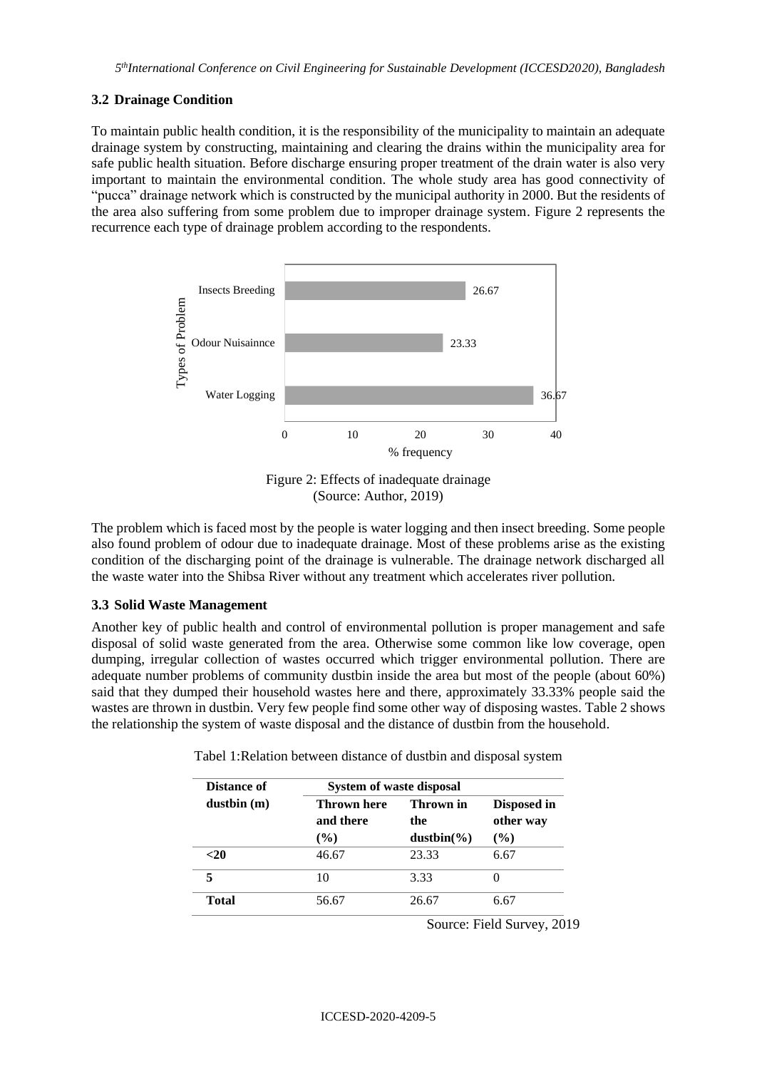### 3.2 Drainage Condition

To maintain public health condition, it is the responsibility of the municipality to maintain an adequate drainage system by constructing, maintaining and clearing the drains within the municipality area for safe public health situation. Before discharge ensuring proper treatment of the drain water is also very important to maintain the environmental condition. The whole study area has good connectivity of "pucca" drainage network which is constructed by the municipal authority in 2000. But the residents of the area also suffering from some problem due to improper drainage system. Figure 2 represents the recurrence each type of drainage problem according to the respondents.

Figure 2: Effects of inadequate drainage
(Source: Author, 2019)

The problem which is faced most by the people is water logging and then insect breeding. Some people also found problem of odour due to inadequate drainage. Most of these problems arise as the existing condition of the discharging point of the drainage is vulnerable. The drainage network discharged all the waste water into the Shibsa River without any treatment which accelerates river pollution.

### 3.3 Solid Waste Management

Another key of public health and control of environmental pollution is proper management and safe disposal of solid waste generated from the area. Otherwise some common like low coverage, open dumping, irregular collection of wastes occurred which trigger environmental pollution. There are adequate number problems of community dustbin inside the area but most of the people (about 60%) said that they dumped their household wastes here and there, approximately 33.33% people said the wastes are thrown in dustbin. Very few people find some other way of disposing wastes. Table 2 shows the relationship the system of waste disposal and the distance of dustbin from the household.

Tabel 1:Relation between distance of dustbin and disposal system

| Distance of dustbin (m) | System of waste disposal | | |
|---|---|---|---|
| | Thrown here and there (%) | Thrown in the dustbin(%) | Disposed in other way (%) |
| **<20** | 46.67 | 23.33 | 6.67 |
| **5** | 10 | 3.33 | 0 |
| **Total** | 56.67 | 26.67 | 6.67 |

Source: Field Survey, 2019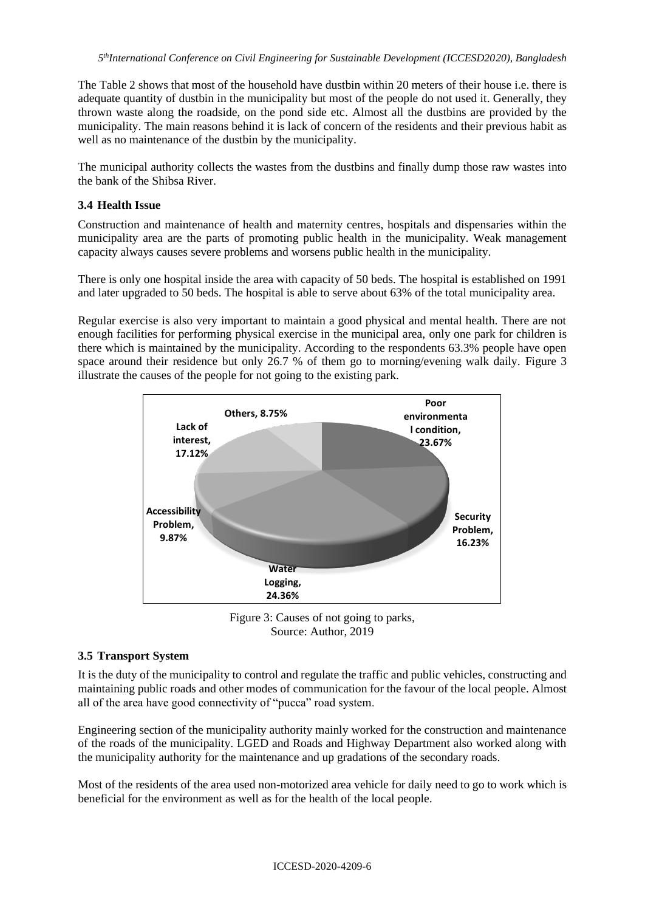The Table 2 shows that most of the household have dustbin within 20 meters of their house i.e. there is adequate quantity of dustbin in the municipality but most of the people do not used it. Generally, they thrown waste along the roadside, on the pond side etc. Almost all the dustbins are provided by the municipality. The main reasons behind it is lack of concern of the residents and their previous habit as well as no maintenance of the dustbin by the municipality.

The municipal authority collects the wastes from the dustbins and finally dump those raw wastes into the bank of the Shibsa River.

### 3.4 Health Issue

Construction and maintenance of health and maternity centres, hospitals and dispensaries within the municipality area are the parts of promoting public health in the municipality. Weak management capacity always causes severe problems and worsens public health in the municipality.

There is only one hospital inside the area with capacity of 50 beds. The hospital is established on 1991 and later upgraded to 50 beds. The hospital is able to serve about 63% of the total municipality area.

Regular exercise is also very important to maintain a good physical and mental health. There are not enough facilities for performing physical exercise in the municipal area, only one park for children is there which is maintained by the municipality. According to the respondents 63.3% people have open space around their residence but only 26.7 % of them go to morning/evening walk daily. Figure 3 illustrate the causes of the people for not going to the existing park.

Poor environmental condition, 23.67%; Security Problem, 16.23%; Water Logging, 24.36%; Accessibility Problem, 9.87%; Lack of interest, 17.12%; Others, 8.75%

Figure 3: Causes of not going to parks,
Source: Author, 2019

### 3.5 Transport System

It is the duty of the municipality to control and regulate the traffic and public vehicles, constructing and maintaining public roads and other modes of communication for the favour of the local people. Almost all of the area have good connectivity of "pucca" road system.

Engineering section of the municipality authority mainly worked for the construction and maintenance of the roads of the municipality. LGED and Roads and Highway Department also worked along with the municipality authority for the maintenance and up gradations of the secondary roads.

Most of the residents of the area used non-motorized area vehicle for daily need to go to work which is beneficial for the environment as well as for the health of the local people.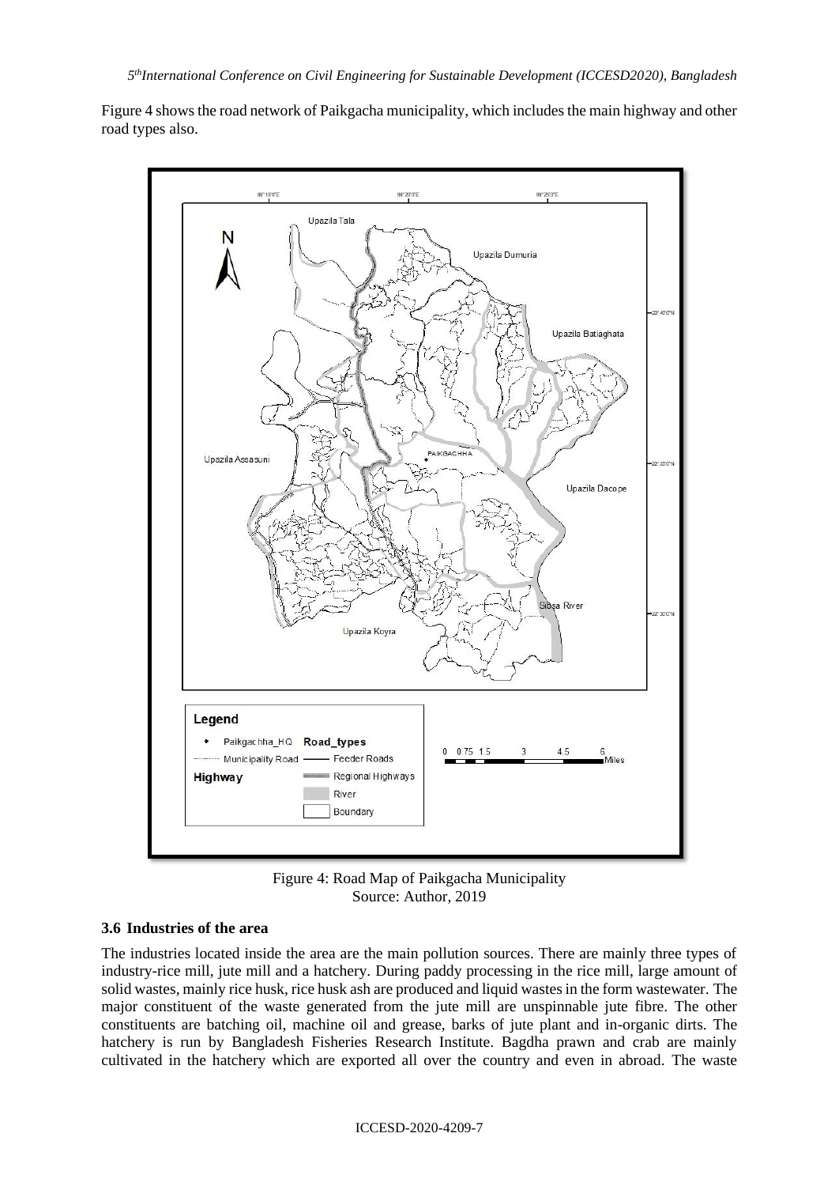Figure 4 shows the road network of Paikgacha municipality, which includes the main highway and other road types also.

Figure 4: Road Map of Paikgacha Municipality
Source: Author, 2019

### 3.6 Industries of the area

The industries located inside the area are the main pollution sources. There are mainly three types of industry-rice mill, jute mill and a hatchery. During paddy processing in the rice mill, large amount of solid wastes, mainly rice husk, rice husk ash are produced and liquid wastes in the form wastewater. The major constituent of the waste generated from the jute mill are unspinnable jute fibre. The other constituents are batching oil, machine oil and grease, barks of jute plant and in-organic dirts. The hatchery is run by Bangladesh Fisheries Research Institute. Bagdha prawn and crab are mainly cultivated in the hatchery which are exported all over the country and even in abroad. The waste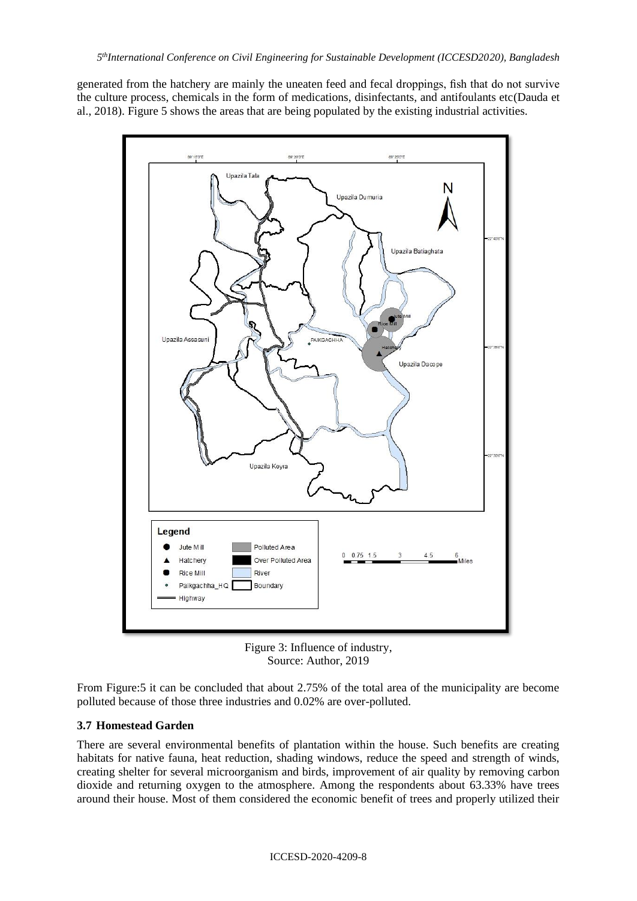generated from the hatchery are mainly the uneaten feed and fecal droppings, fish that do not survive the culture process, chemicals in the form of medications, disinfectants, and antifoulants etc(Dauda et al., 2018). Figure 5 shows the areas that are being populated by the existing industrial activities.

Figure 3: Influence of industry,
Source: Author, 2019

From Figure:5 it can be concluded that about 2.75% of the total area of the municipality are become polluted because of those three industries and 0.02% are over-polluted.

### 3.7 Homestead Garden

There are several environmental benefits of plantation within the house. Such benefits are creating habitats for native fauna, heat reduction, shading windows, reduce the speed and strength of winds, creating shelter for several microorganism and birds, improvement of air quality by removing carbon dioxide and returning oxygen to the atmosphere. Among the respondents about 63.33% have trees around their house. Most of them considered the economic benefit of trees and properly utilized their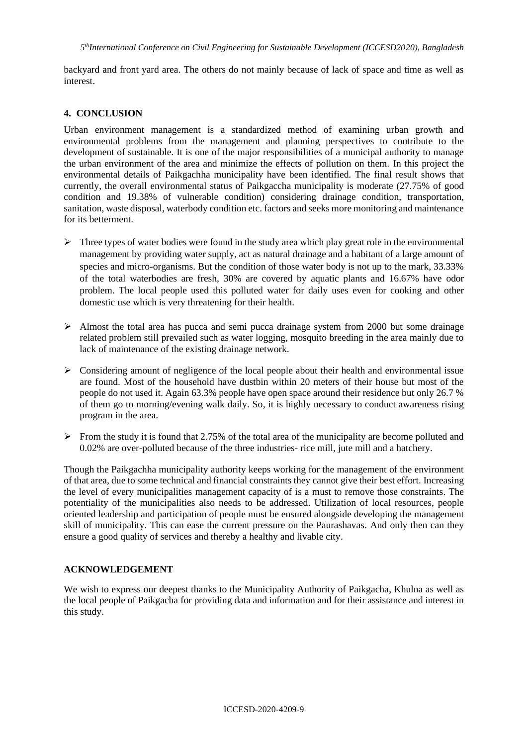backyard and front yard area. The others do not mainly because of lack of space and time as well as interest.

## 4. CONCLUSION

Urban environment management is a standardized method of examining urban growth and environmental problems from the management and planning perspectives to contribute to the development of sustainable. It is one of the major responsibilities of a municipal authority to manage the urban environment of the area and minimize the effects of pollution on them. In this project the environmental details of Paikgachha municipality have been identified. The final result shows that currently, the overall environmental status of Paikgaccha municipality is moderate (27.75% of good condition and 19.38% of vulnerable condition) considering drainage condition, transportation, sanitation, waste disposal, waterbody condition etc. factors and seeks more monitoring and maintenance for its betterment.

- Three types of water bodies were found in the study area which play great role in the environmental management by providing water supply, act as natural drainage and a habitant of a large amount of species and micro-organisms. But the condition of those water body is not up to the mark, 33.33% of the total waterbodies are fresh, 30% are covered by aquatic plants and 16.67% have odor problem. The local people used this polluted water for daily uses even for cooking and other domestic use which is very threatening for their health.

- Almost the total area has pucca and semi pucca drainage system from 2000 but some drainage related problem still prevailed such as water logging, mosquito breeding in the area mainly due to lack of maintenance of the existing drainage network.

- Considering amount of negligence of the local people about their health and environmental issue are found. Most of the household have dustbin within 20 meters of their house but most of the people do not used it. Again 63.3% people have open space around their residence but only 26.7 % of them go to morning/evening walk daily. So, it is highly necessary to conduct awareness rising program in the area.

- From the study it is found that 2.75% of the total area of the municipality are become polluted and 0.02% are over-polluted because of the three industries- rice mill, jute mill and a hatchery.

Though the Paikgachha municipality authority keeps working for the management of the environment of that area, due to some technical and financial constraints they cannot give their best effort. Increasing the level of every municipalities management capacity of is a must to remove those constraints. The potentiality of the municipalities also needs to be addressed. Utilization of local resources, people oriented leadership and participation of people must be ensured alongside developing the management skill of municipality. This can ease the current pressure on the Paurashavas. And only then can they ensure a good quality of services and thereby a healthy and livable city.

## ACKNOWLEDGEMENT

We wish to express our deepest thanks to the Municipality Authority of Paikgacha, Khulna as well as the local people of Paikgacha for providing data and information and for their assistance and interest in this study.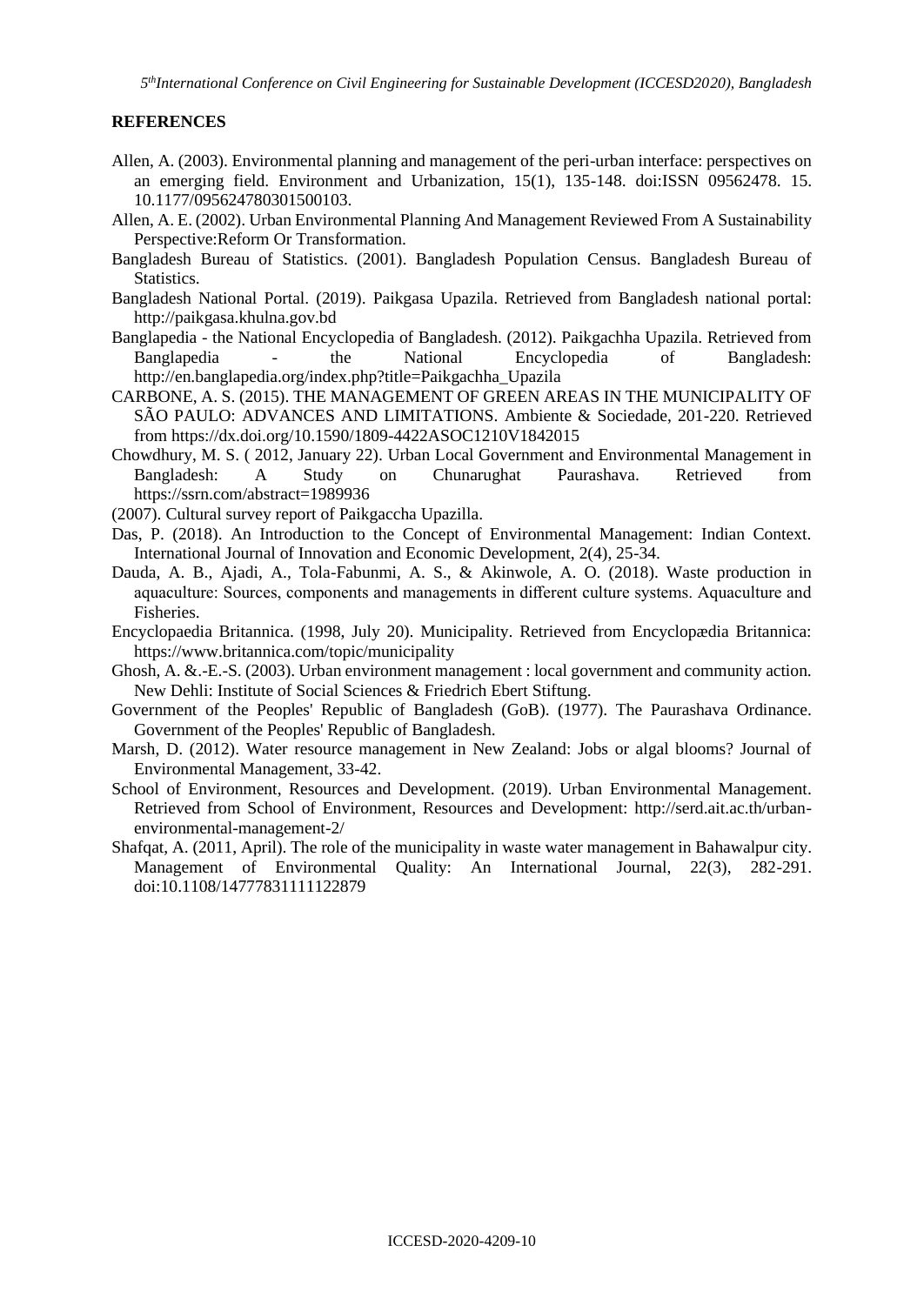## REFERENCES

Allen, A. (2003). Environmental planning and management of the peri-urban interface: perspectives on an emerging field. Environment and Urbanization, 15(1), 135-148. doi:ISSN 09562478. 15. 10.1177/095624780301500103.

Allen, A. E. (2002). Urban Environmental Planning And Management Reviewed From A Sustainability Perspective:Reform Or Transformation.

Bangladesh Bureau of Statistics. (2001). Bangladesh Population Census. Bangladesh Bureau of Statistics.

Bangladesh National Portal. (2019). Paikgasa Upazila. Retrieved from Bangladesh national portal: http://paikgasa.khulna.gov.bd

Banglapedia - the National Encyclopedia of Bangladesh. (2012). Paikgachha Upazila. Retrieved from Banglapedia - the National Encyclopedia of Bangladesh: http://en.banglapedia.org/index.php?title=Paikgachha_Upazila

CARBONE, A. S. (2015). THE MANAGEMENT OF GREEN AREAS IN THE MUNICIPALITY OF SÃO PAULO: ADVANCES AND LIMITATIONS. Ambiente & Sociedade, 201-220. Retrieved from https://dx.doi.org/10.1590/1809-4422ASOC1210V1842015

Chowdhury, M. S. ( 2012, January 22). Urban Local Government and Environmental Management in Bangladesh: A Study on Chunarughat Paurashava. Retrieved from https://ssrn.com/abstract=1989936

(2007). Cultural survey report of Paikgaccha Upazilla.

Das, P. (2018). An Introduction to the Concept of Environmental Management: Indian Context. International Journal of Innovation and Economic Development, 2(4), 25-34.

Dauda, A. B., Ajadi, A., Tola-Fabunmi, A. S., & Akinwole, A. O. (2018). Waste production in aquaculture: Sources, components and managements in different culture systems. Aquaculture and Fisheries.

Encyclopaedia Britannica. (1998, July 20). Municipality. Retrieved from Encyclopædia Britannica: https://www.britannica.com/topic/municipality

Ghosh, A. &.-E.-S. (2003). Urban environment management : local government and community action. New Dehli: Institute of Social Sciences & Friedrich Ebert Stiftung.

Government of the Peoples' Republic of Bangladesh (GoB). (1977). The Paurashava Ordinance. Government of the Peoples' Republic of Bangladesh.

Marsh, D. (2012). Water resource management in New Zealand: Jobs or algal blooms? Journal of Environmental Management, 33-42.

School of Environment, Resources and Development. (2019). Urban Environmental Management. Retrieved from School of Environment, Resources and Development: http://serd.ait.ac.th/urban-environmental-management-2/

Shafqat, A. (2011, April). The role of the municipality in waste water management in Bahawalpur city. Management of Environmental Quality: An International Journal, 22(3), 282-291. doi:10.1108/14777831111122879